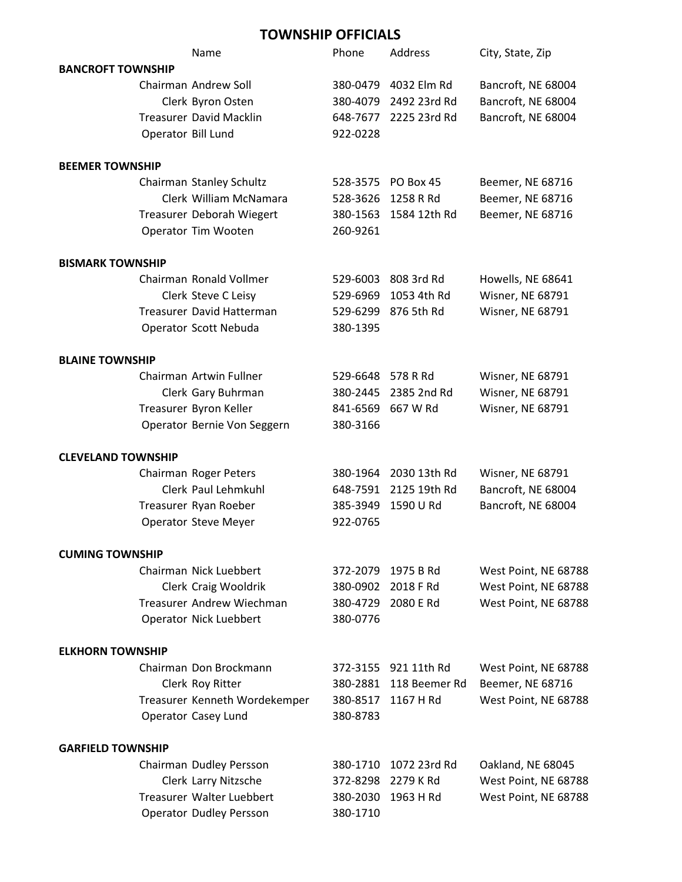# TOWNSHIP OFFICIALS

| | Name | Phone | Address | City, State, Zip |
|---|---|---|---|---|
| **BANCROFT TOWNSHIP** | | | | |
| Chairman | Andrew Soll | 380-0479 | 4032 Elm Rd | Bancroft, NE 68004 |
| Clerk | Byron Osten | 380-4079 | 2492 23rd Rd | Bancroft, NE 68004 |
| Treasurer | David Macklin | 648-7677 | 2225 23rd Rd | Bancroft, NE 68004 |
| Operator | Bill Lund | 922-0228 | | |
| **BEEMER TOWNSHIP** | | | | |
| Chairman | Stanley Schultz | 528-3575 | PO Box 45 | Beemer, NE 68716 |
| Clerk | William McNamara | 528-3626 | 1258 R Rd | Beemer, NE 68716 |
| Treasurer | Deborah Wiegert | 380-1563 | 1584 12th Rd | Beemer, NE 68716 |
| Operator | Tim Wooten | 260-9261 | | |
| **BISMARK TOWNSHIP** | | | | |
| Chairman | Ronald Vollmer | 529-6003 | 808 3rd Rd | Howells, NE 68641 |
| Clerk | Steve C Leisy | 529-6969 | 1053 4th Rd | Wisner, NE 68791 |
| Treasurer | David Hatterman | 529-6299 | 876 5th Rd | Wisner, NE 68791 |
| Operator | Scott Nebuda | 380-1395 | | |
| **BLAINE TOWNSHIP** | | | | |
| Chairman | Artwin Fullner | 529-6648 | 578 R Rd | Wisner, NE 68791 |
| Clerk | Gary Buhrman | 380-2445 | 2385 2nd Rd | Wisner, NE 68791 |
| Treasurer | Byron Keller | 841-6569 | 667 W Rd | Wisner, NE 68791 |
| Operator | Bernie Von Seggern | 380-3166 | | |
| **CLEVELAND TOWNSHIP** | | | | |
| Chairman | Roger Peters | 380-1964 | 2030 13th Rd | Wisner, NE 68791 |
| Clerk | Paul Lehmkuhl | 648-7591 | 2125 19th Rd | Bancroft, NE 68004 |
| Treasurer | Ryan Roeber | 385-3949 | 1590 U Rd | Bancroft, NE 68004 |
| Operator | Steve Meyer | 922-0765 | | |
| **CUMING TOWNSHIP** | | | | |
| Chairman | Nick Luebbert | 372-2079 | 1975 B Rd | West Point, NE 68788 |
| Clerk | Craig Wooldrik | 380-0902 | 2018 F Rd | West Point, NE 68788 |
| Treasurer | Andrew Wiechman | 380-4729 | 2080 E Rd | West Point, NE 68788 |
| Operator | Nick Luebbert | 380-0776 | | |
| **ELKHORN TOWNSHIP** | | | | |
| Chairman | Don Brockmann | 372-3155 | 921 11th Rd | West Point, NE 68788 |
| Clerk | Roy Ritter | 380-2881 | 118 Beemer Rd | Beemer, NE 68716 |
| Treasurer | Kenneth Wordekemper | 380-8517 | 1167 H Rd | West Point, NE 68788 |
| Operator | Casey Lund | 380-8783 | | |
| **GARFIELD TOWNSHIP** | | | | |
| Chairman | Dudley Persson | 380-1710 | 1072 23rd Rd | Oakland, NE 68045 |
| Clerk | Larry Nitzsche | 372-8298 | 2279 K Rd | West Point, NE 68788 |
| Treasurer | Walter Luebbert | 380-2030 | 1963 H Rd | West Point, NE 68788 |
| Operator | Dudley Persson | 380-1710 | | |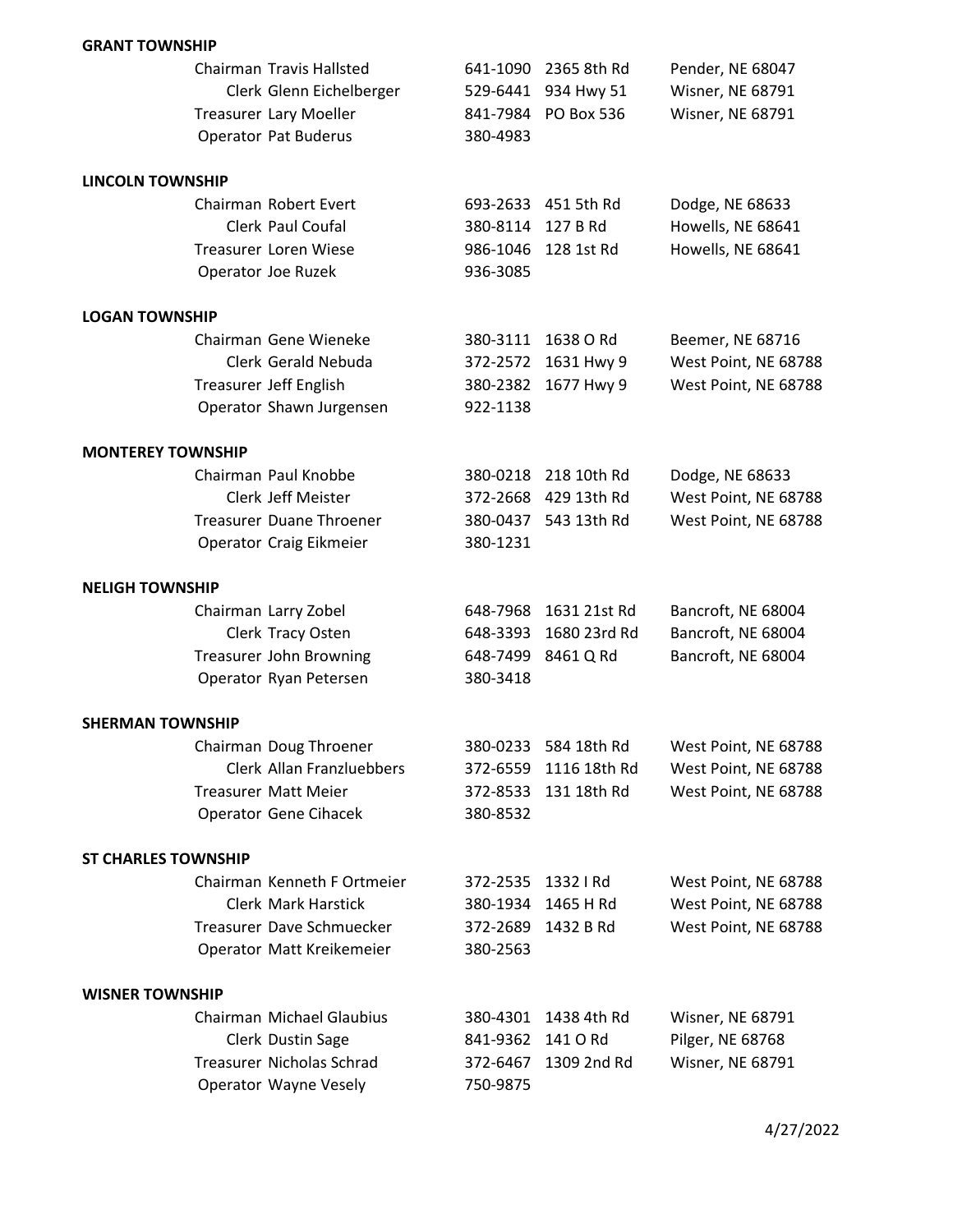**GRANT TOWNSHIP**

| | | | | |
|---|---|---|---|---|
| Chairman | Travis Hallsted | 641-1090 | 2365 8th Rd | Pender, NE 68047 |
| Clerk | Glenn Eichelberger | 529-6441 | 934 Hwy 51 | Wisner, NE 68791 |
| Treasurer | Lary Moeller | 841-7984 | PO Box 536 | Wisner, NE 68791 |
| Operator | Pat Buderus | 380-4983 | | |

**LINCOLN TOWNSHIP**

| | | | | |
|---|---|---|---|---|
| Chairman | Robert Evert | 693-2633 | 451 5th Rd | Dodge, NE 68633 |
| Clerk | Paul Coufal | 380-8114 | 127 B Rd | Howells, NE 68641 |
| Treasurer | Loren Wiese | 986-1046 | 128 1st Rd | Howells, NE 68641 |
| Operator | Joe Ruzek | 936-3085 | | |

**LOGAN TOWNSHIP**

| | | | | |
|---|---|---|---|---|
| Chairman | Gene Wieneke | 380-3111 | 1638 O Rd | Beemer, NE 68716 |
| Clerk | Gerald Nebuda | 372-2572 | 1631 Hwy 9 | West Point, NE 68788 |
| Treasurer | Jeff English | 380-2382 | 1677 Hwy 9 | West Point, NE 68788 |
| Operator | Shawn Jurgensen | 922-1138 | | |

**MONTEREY TOWNSHIP**

| | | | | |
|---|---|---|---|---|
| Chairman | Paul Knobbe | 380-0218 | 218 10th Rd | Dodge, NE 68633 |
| Clerk | Jeff Meister | 372-2668 | 429 13th Rd | West Point, NE 68788 |
| Treasurer | Duane Throener | 380-0437 | 543 13th Rd | West Point, NE 68788 |
| Operator | Craig Eikmeier | 380-1231 | | |

**NELIGH TOWNSHIP**

| | | | | |
|---|---|---|---|---|
| Chairman | Larry Zobel | 648-7968 | 1631 21st Rd | Bancroft, NE 68004 |
| Clerk | Tracy Osten | 648-3393 | 1680 23rd Rd | Bancroft, NE 68004 |
| Treasurer | John Browning | 648-7499 | 8461 Q Rd | Bancroft, NE 68004 |
| Operator | Ryan Petersen | 380-3418 | | |

**SHERMAN TOWNSHIP**

| | | | | |
|---|---|---|---|---|
| Chairman | Doug Throener | 380-0233 | 584 18th Rd | West Point, NE 68788 |
| Clerk | Allan Franzluebbers | 372-6559 | 1116 18th Rd | West Point, NE 68788 |
| Treasurer | Matt Meier | 372-8533 | 131 18th Rd | West Point, NE 68788 |
| Operator | Gene Cihacek | 380-8532 | | |

**ST CHARLES TOWNSHIP**

| | | | | |
|---|---|---|---|---|
| Chairman | Kenneth F Ortmeier | 372-2535 | 1332 I Rd | West Point, NE 68788 |
| Clerk | Mark Harstick | 380-1934 | 1465 H Rd | West Point, NE 68788 |
| Treasurer | Dave Schmuecker | 372-2689 | 1432 B Rd | West Point, NE 68788 |
| Operator | Matt Kreikemeier | 380-2563 | | |

**WISNER TOWNSHIP**

| | | | | |
|---|---|---|---|---|
| Chairman | Michael Glaubius | 380-4301 | 1438 4th Rd | Wisner, NE 68791 |
| Clerk | Dustin Sage | 841-9362 | 141 O Rd | Pilger, NE 68768 |
| Treasurer | Nicholas Schrad | 372-6467 | 1309 2nd Rd | Wisner, NE 68791 |
| Operator | Wayne Vesely | 750-9875 | | |

4/27/2022